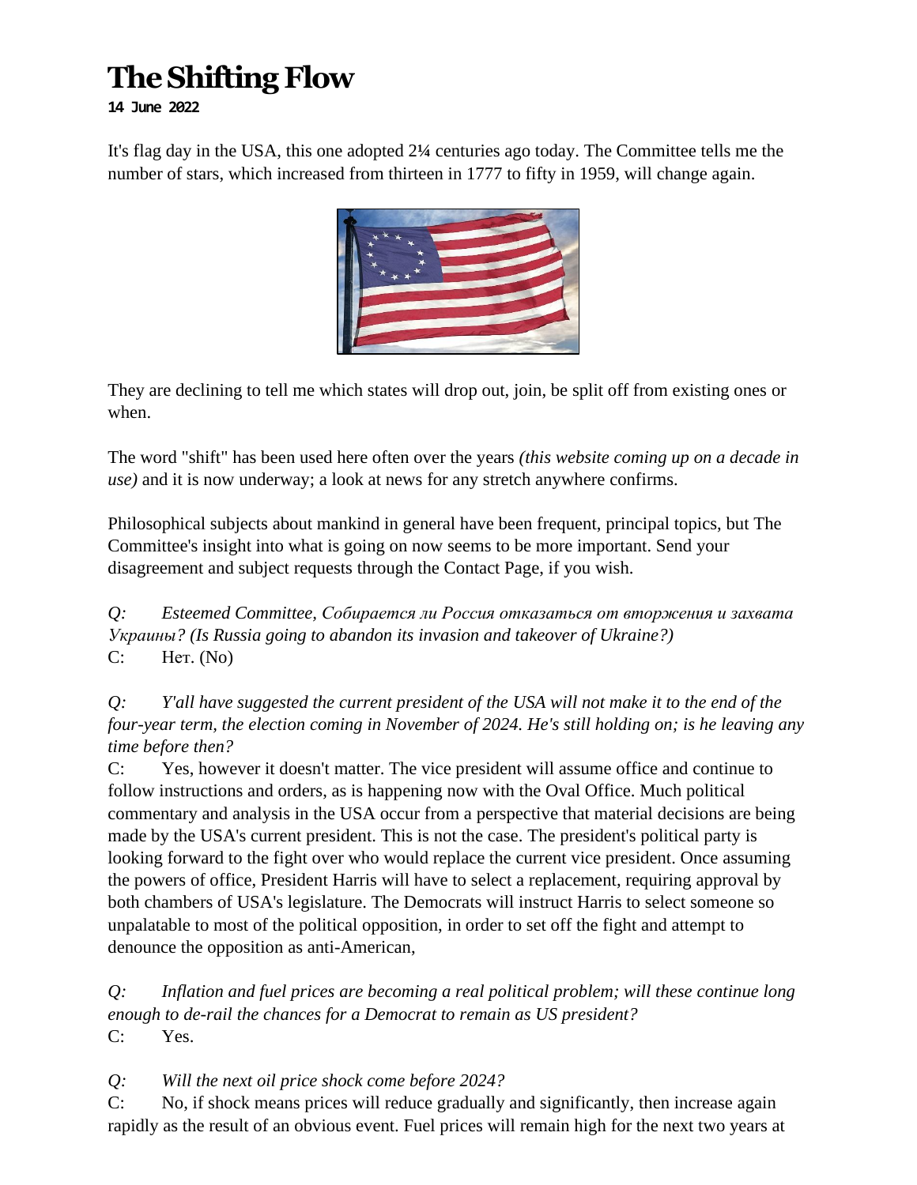# The Shifting Flow

**14 June 2022**

It's flag day in the USA, this one adopted 2¼ centuries ago today. The Committee tells me the number of stars, which increased from thirteen in 1777 to fifty in 1959, will change again.

They are declining to tell me which states will drop out, join, be split off from existing ones or when.

The word "shift" has been used here often over the years *(this website coming up on a decade in use)* and it is now underway; a look at news for any stretch anywhere confirms.

Philosophical subjects about mankind in general have been frequent, principal topics, but The Committee's insight into what is going on now seems to be more important. Send your disagreement and subject requests through the Contact Page, if you wish.

*Q: Esteemed Committee, Собирается ли Россия отказаться от вторжения и захвата Украины? (Is Russia going to abandon its invasion and takeover of Ukraine?)*
C: Нет. (No)

*Q: Y'all have suggested the current president of the USA will not make it to the end of the four-year term, the election coming in November of 2024. He's still holding on; is he leaving any time before then?*
C: Yes, however it doesn't matter. The vice president will assume office and continue to follow instructions and orders, as is happening now with the Oval Office. Much political commentary and analysis in the USA occur from a perspective that material decisions are being made by the USA's current president. This is not the case. The president's political party is looking forward to the fight over who would replace the current vice president. Once assuming the powers of office, President Harris will have to select a replacement, requiring approval by both chambers of USA's legislature. The Democrats will instruct Harris to select someone so unpalatable to most of the political opposition, in order to set off the fight and attempt to denounce the opposition as anti-American,

*Q: Inflation and fuel prices are becoming a real political problem; will these continue long enough to de-rail the chances for a Democrat to remain as US president?*
C: Yes.

*Q: Will the next oil price shock come before 2024?*
C: No, if shock means prices will reduce gradually and significantly, then increase again rapidly as the result of an obvious event. Fuel prices will remain high for the next two years at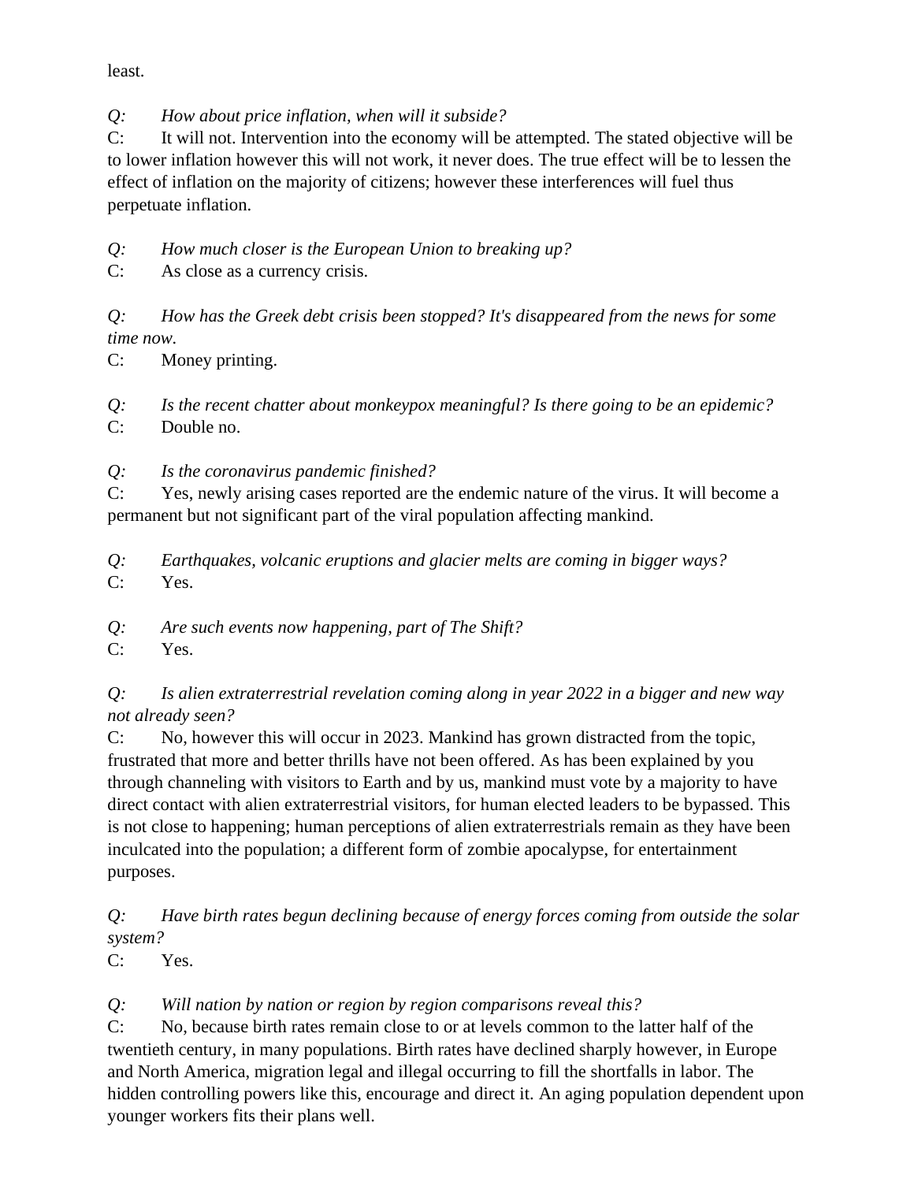least.

*Q: How about price inflation, when will it subside?*
C: It will not. Intervention into the economy will be attempted. The stated objective will be to lower inflation however this will not work, it never does. The true effect will be to lessen the effect of inflation on the majority of citizens; however these interferences will fuel thus perpetuate inflation.

*Q: How much closer is the European Union to breaking up?*
C: As close as a currency crisis.

*Q: How has the Greek debt crisis been stopped? It's disappeared from the news for some time now.*
C: Money printing.

*Q: Is the recent chatter about monkeypox meaningful? Is there going to be an epidemic?*
C: Double no.

*Q: Is the coronavirus pandemic finished?*
C: Yes, newly arising cases reported are the endemic nature of the virus. It will become a permanent but not significant part of the viral population affecting mankind.

*Q: Earthquakes, volcanic eruptions and glacier melts are coming in bigger ways?*
C: Yes.

*Q: Are such events now happening, part of The Shift?*
C: Yes.

*Q: Is alien extraterrestrial revelation coming along in year 2022 in a bigger and new way not already seen?*
C: No, however this will occur in 2023. Mankind has grown distracted from the topic, frustrated that more and better thrills have not been offered. As has been explained by you through channeling with visitors to Earth and by us, mankind must vote by a majority to have direct contact with alien extraterrestrial visitors, for human elected leaders to be bypassed. This is not close to happening; human perceptions of alien extraterrestrials remain as they have been inculcated into the population; a different form of zombie apocalypse, for entertainment purposes.

*Q: Have birth rates begun declining because of energy forces coming from outside the solar system?*
C: Yes.

*Q: Will nation by nation or region by region comparisons reveal this?*
C: No, because birth rates remain close to or at levels common to the latter half of the twentieth century, in many populations. Birth rates have declined sharply however, in Europe and North America, migration legal and illegal occurring to fill the shortfalls in labor. The hidden controlling powers like this, encourage and direct it. An aging population dependent upon younger workers fits their plans well.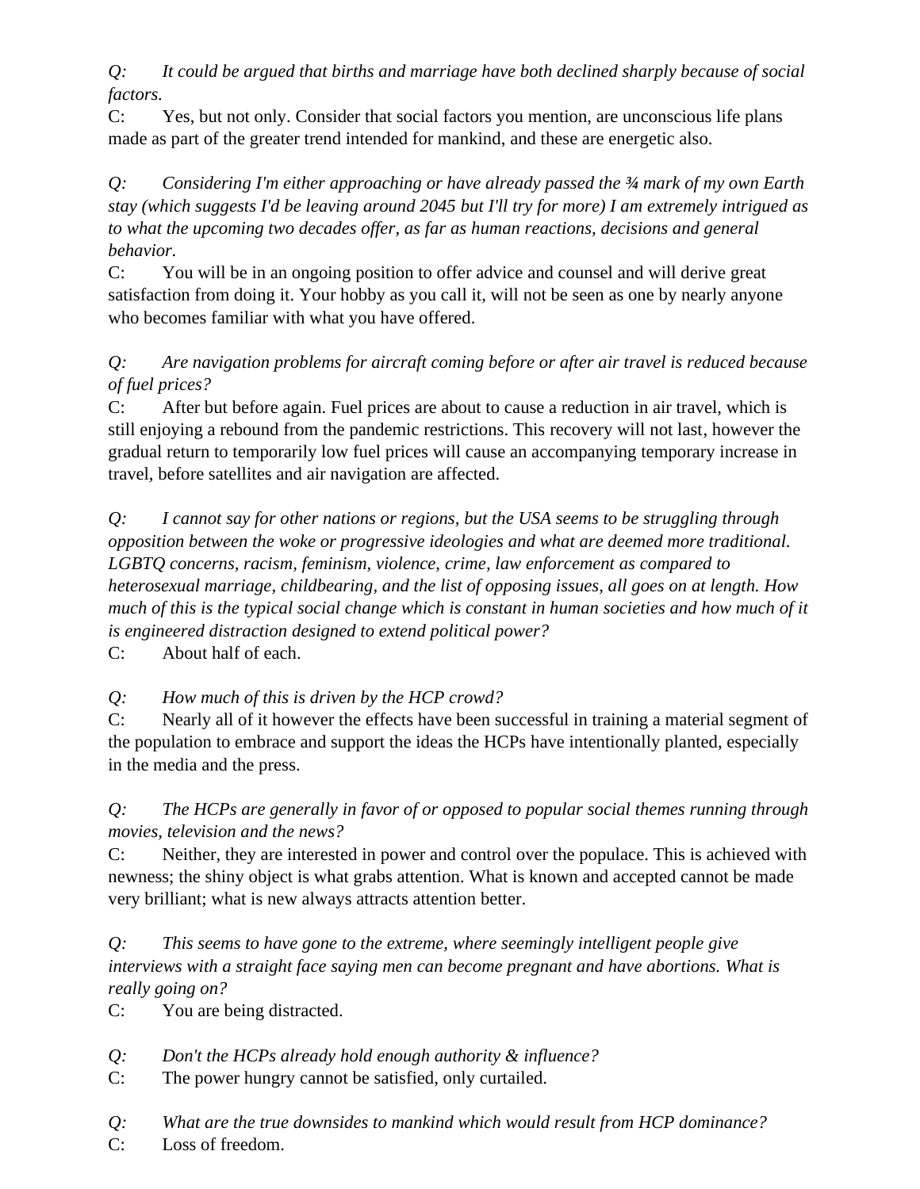*Q: It could be argued that births and marriage have both declined sharply because of social factors.*
C: Yes, but not only. Consider that social factors you mention, are unconscious life plans made as part of the greater trend intended for mankind, and these are energetic also.

*Q: Considering I'm either approaching or have already passed the ¾ mark of my own Earth stay (which suggests I'd be leaving around 2045 but I'll try for more) I am extremely intrigued as to what the upcoming two decades offer, as far as human reactions, decisions and general behavior.*
C: You will be in an ongoing position to offer advice and counsel and will derive great satisfaction from doing it. Your hobby as you call it, will not be seen as one by nearly anyone who becomes familiar with what you have offered.

*Q: Are navigation problems for aircraft coming before or after air travel is reduced because of fuel prices?*
C: After but before again. Fuel prices are about to cause a reduction in air travel, which is still enjoying a rebound from the pandemic restrictions. This recovery will not last, however the gradual return to temporarily low fuel prices will cause an accompanying temporary increase in travel, before satellites and air navigation are affected.

*Q: I cannot say for other nations or regions, but the USA seems to be struggling through opposition between the woke or progressive ideologies and what are deemed more traditional. LGBTQ concerns, racism, feminism, violence, crime, law enforcement as compared to heterosexual marriage, childbearing, and the list of opposing issues, all goes on at length. How much of this is the typical social change which is constant in human societies and how much of it is engineered distraction designed to extend political power?*
C: About half of each.

*Q: How much of this is driven by the HCP crowd?*
C: Nearly all of it however the effects have been successful in training a material segment of the population to embrace and support the ideas the HCPs have intentionally planted, especially in the media and the press.

*Q: The HCPs are generally in favor of or opposed to popular social themes running through movies, television and the news?*
C: Neither, they are interested in power and control over the populace. This is achieved with newness; the shiny object is what grabs attention. What is known and accepted cannot be made very brilliant; what is new always attracts attention better.

*Q: This seems to have gone to the extreme, where seemingly intelligent people give interviews with a straight face saying men can become pregnant and have abortions. What is really going on?*
C: You are being distracted.

*Q: Don't the HCPs already hold enough authority & influence?*
C: The power hungry cannot be satisfied, only curtailed.

*Q: What are the true downsides to mankind which would result from HCP dominance?*
C: Loss of freedom.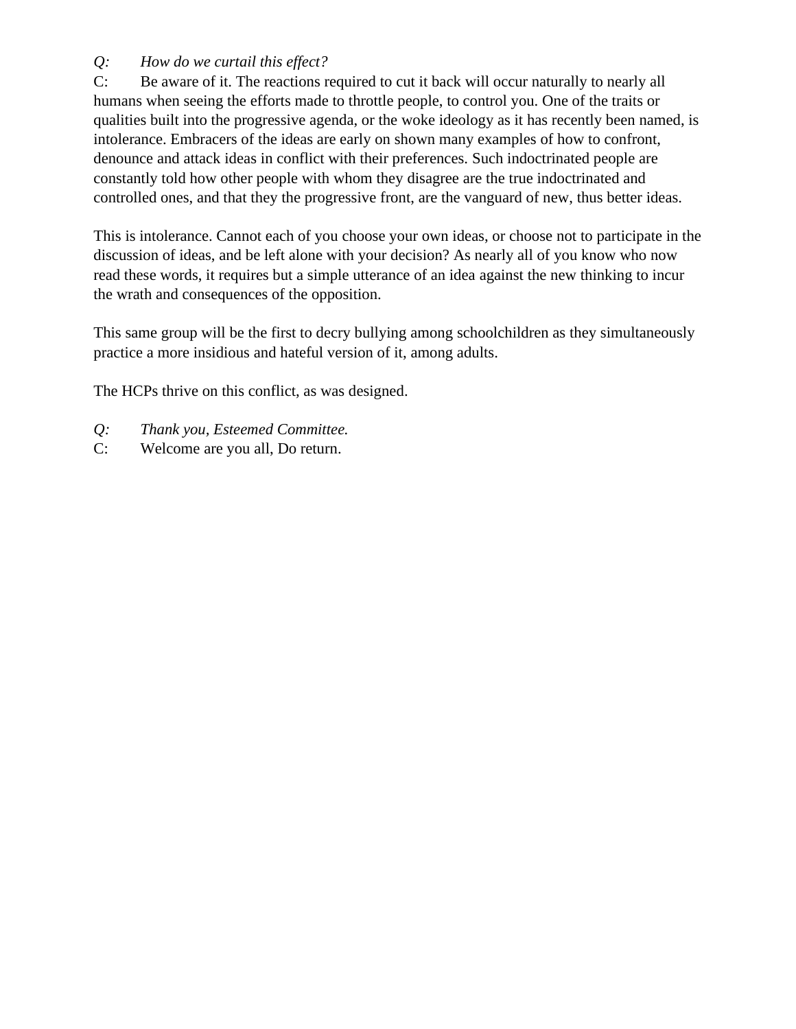*Q:*	*How do we curtail this effect?*

C:	Be aware of it. The reactions required to cut it back will occur naturally to nearly all humans when seeing the efforts made to throttle people, to control you. One of the traits or qualities built into the progressive agenda, or the woke ideology as it has recently been named, is intolerance. Embracers of the ideas are early on shown many examples of how to confront, denounce and attack ideas in conflict with their preferences. Such indoctrinated people are constantly told how other people with whom they disagree are the true indoctrinated and controlled ones, and that they the progressive front, are the vanguard of new, thus better ideas.

This is intolerance. Cannot each of you choose your own ideas, or choose not to participate in the discussion of ideas, and be left alone with your decision? As nearly all of you know who now read these words, it requires but a simple utterance of an idea against the new thinking to incur the wrath and consequences of the opposition.

This same group will be the first to decry bullying among schoolchildren as they simultaneously practice a more insidious and hateful version of it, among adults.

The HCPs thrive on this conflict, as was designed.

*Q:*	*Thank you, Esteemed Committee.*

C:	Welcome are you all, Do return.